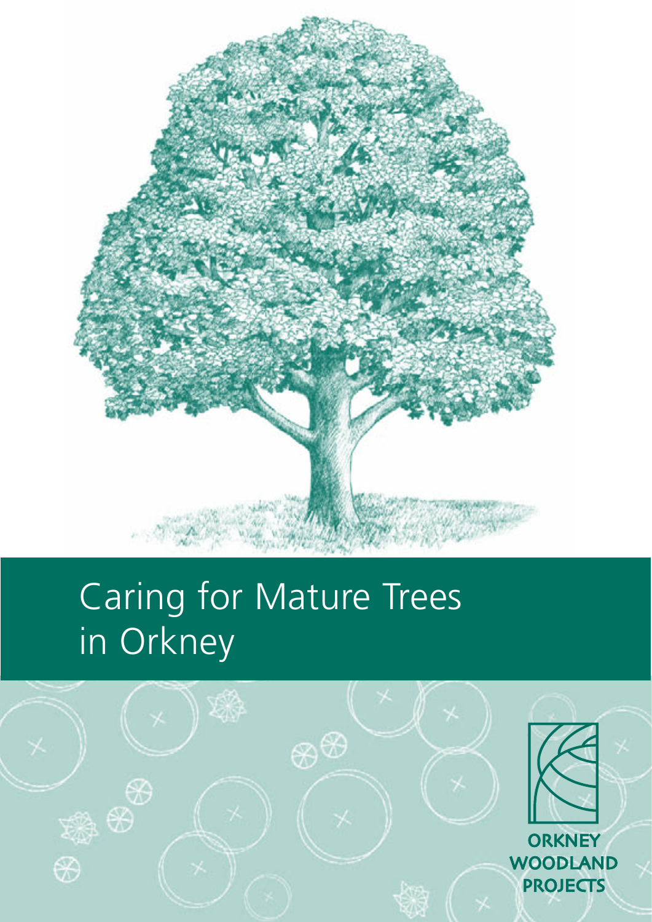# Caring for Mature Trees in Orkney

ORKNEY WOODLAND PROJECTS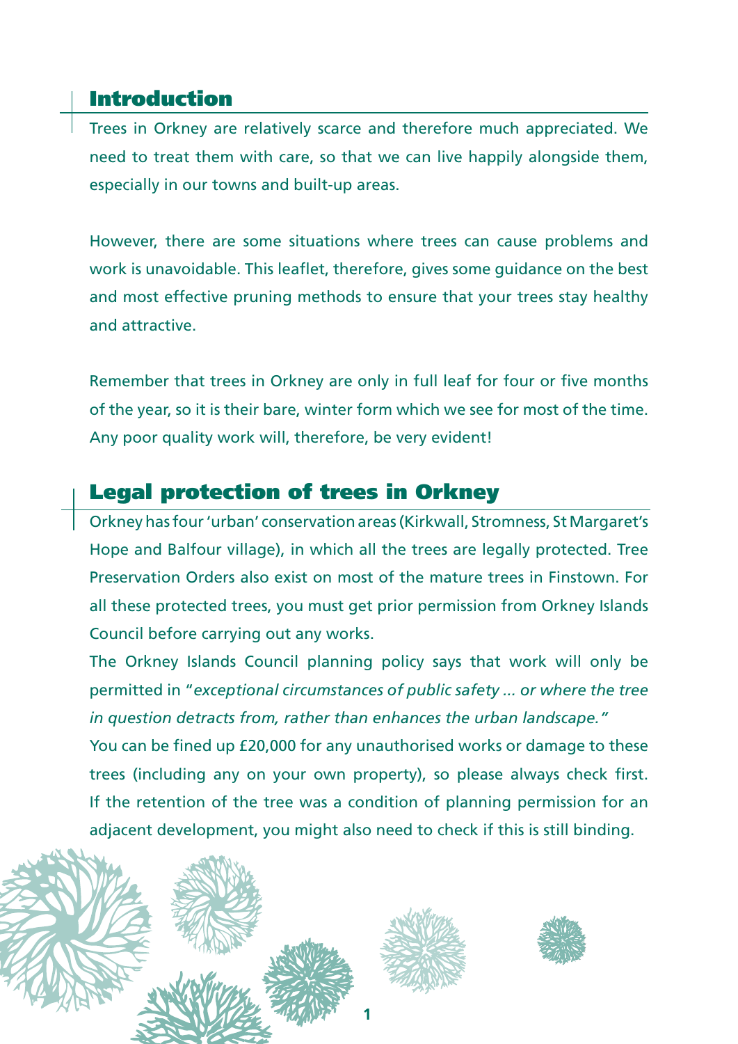## Introduction

Trees in Orkney are relatively scarce and therefore much appreciated. We need to treat them with care, so that we can live happily alongside them, especially in our towns and built-up areas.

However, there are some situations where trees can cause problems and work is unavoidable. This leaflet, therefore, gives some guidance on the best and most effective pruning methods to ensure that your trees stay healthy and attractive.

Remember that trees in Orkney are only in full leaf for four or five months of the year, so it is their bare, winter form which we see for most of the time. Any poor quality work will, therefore, be very evident!

## Legal protection of trees in Orkney

Orkney has four 'urban' conservation areas (Kirkwall, Stromness, St Margaret's Hope and Balfour village), in which all the trees are legally protected. Tree Preservation Orders also exist on most of the mature trees in Finstown. For all these protected trees, you must get prior permission from Orkney Islands Council before carrying out any works.

The Orkney Islands Council planning policy says that work will only be permitted in "*exceptional circumstances of public safety ... or where the tree in question detracts from, rather than enhances the urban landscape.*"

You can be fined up £20,000 for any unauthorised works or damage to these trees (including any on your own property), so please always check first. If the retention of the tree was a condition of planning permission for an adjacent development, you might also need to check if this is still binding.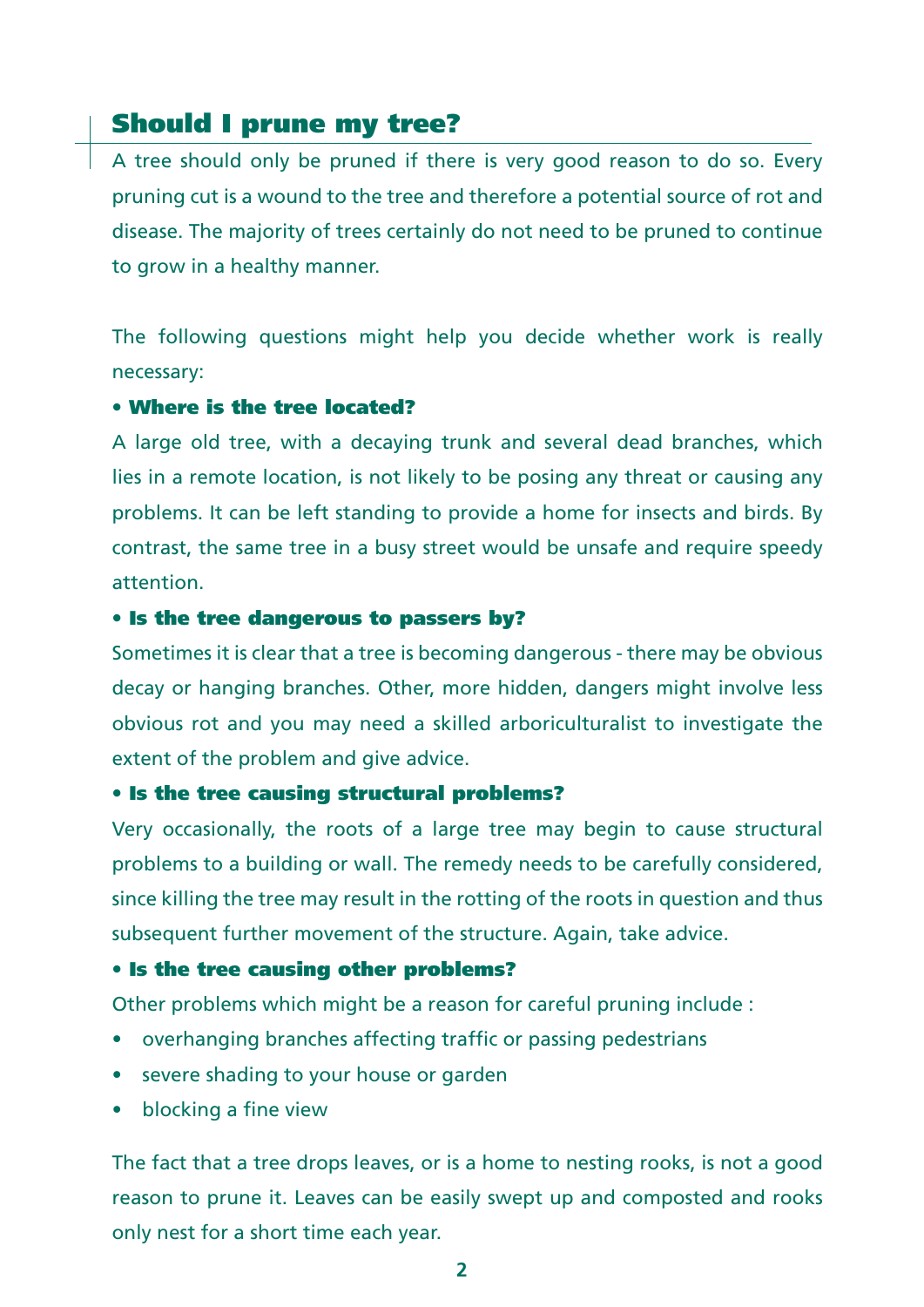## Should I prune my tree?

A tree should only be pruned if there is very good reason to do so. Every pruning cut is a wound to the tree and therefore a potential source of rot and disease. The majority of trees certainly do not need to be pruned to continue to grow in a healthy manner.

The following questions might help you decide whether work is really necessary:

**• Where is the tree located?**

A large old tree, with a decaying trunk and several dead branches, which lies in a remote location, is not likely to be posing any threat or causing any problems. It can be left standing to provide a home for insects and birds. By contrast, the same tree in a busy street would be unsafe and require speedy attention.

**• Is the tree dangerous to passers by?**

Sometimes it is clear that a tree is becoming dangerous - there may be obvious decay or hanging branches. Other, more hidden, dangers might involve less obvious rot and you may need a skilled arboriculturalist to investigate the extent of the problem and give advice.

**• Is the tree causing structural problems?**

Very occasionally, the roots of a large tree may begin to cause structural problems to a building or wall. The remedy needs to be carefully considered, since killing the tree may result in the rotting of the roots in question and thus subsequent further movement of the structure. Again, take advice.

**• Is the tree causing other problems?**

Other problems which might be a reason for careful pruning include :

- overhanging branches affecting traffic or passing pedestrians
- severe shading to your house or garden
- blocking a fine view

The fact that a tree drops leaves, or is a home to nesting rooks, is not a good reason to prune it. Leaves can be easily swept up and composted and rooks only nest for a short time each year.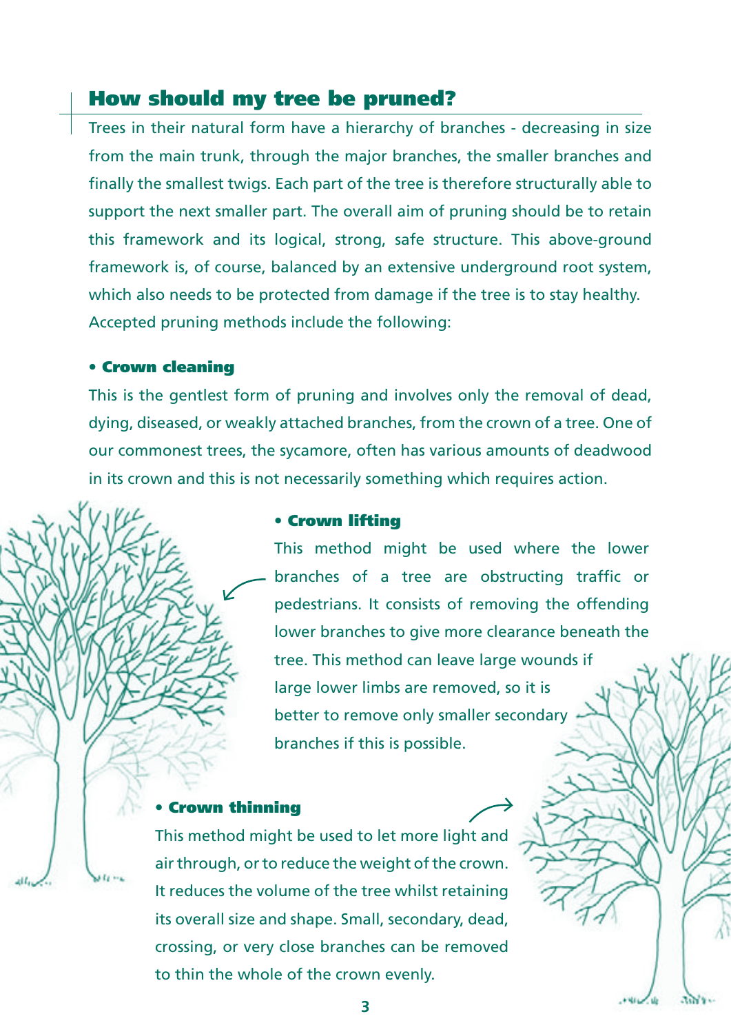## How should my tree be pruned?

Trees in their natural form have a hierarchy of branches - decreasing in size from the main trunk, through the major branches, the smaller branches and finally the smallest twigs. Each part of the tree is therefore structurally able to support the next smaller part. The overall aim of pruning should be to retain this framework and its logical, strong, safe structure. This above-ground framework is, of course, balanced by an extensive underground root system, which also needs to be protected from damage if the tree is to stay healthy. Accepted pruning methods include the following:

- **Crown cleaning**

This is the gentlest form of pruning and involves only the removal of dead, dying, diseased, or weakly attached branches, from the crown of a tree. One of our commonest trees, the sycamore, often has various amounts of deadwood in its crown and this is not necessarily something which requires action.

- **Crown lifting**

This method might be used where the lower branches of a tree are obstructing traffic or pedestrians. It consists of removing the offending lower branches to give more clearance beneath the tree. This method can leave large wounds if large lower limbs are removed, so it is better to remove only smaller secondary branches if this is possible.

- **Crown thinning**

This method might be used to let more light and air through, or to reduce the weight of the crown. It reduces the volume of the tree whilst retaining its overall size and shape. Small, secondary, dead, crossing, or very close branches can be removed to thin the whole of the crown evenly.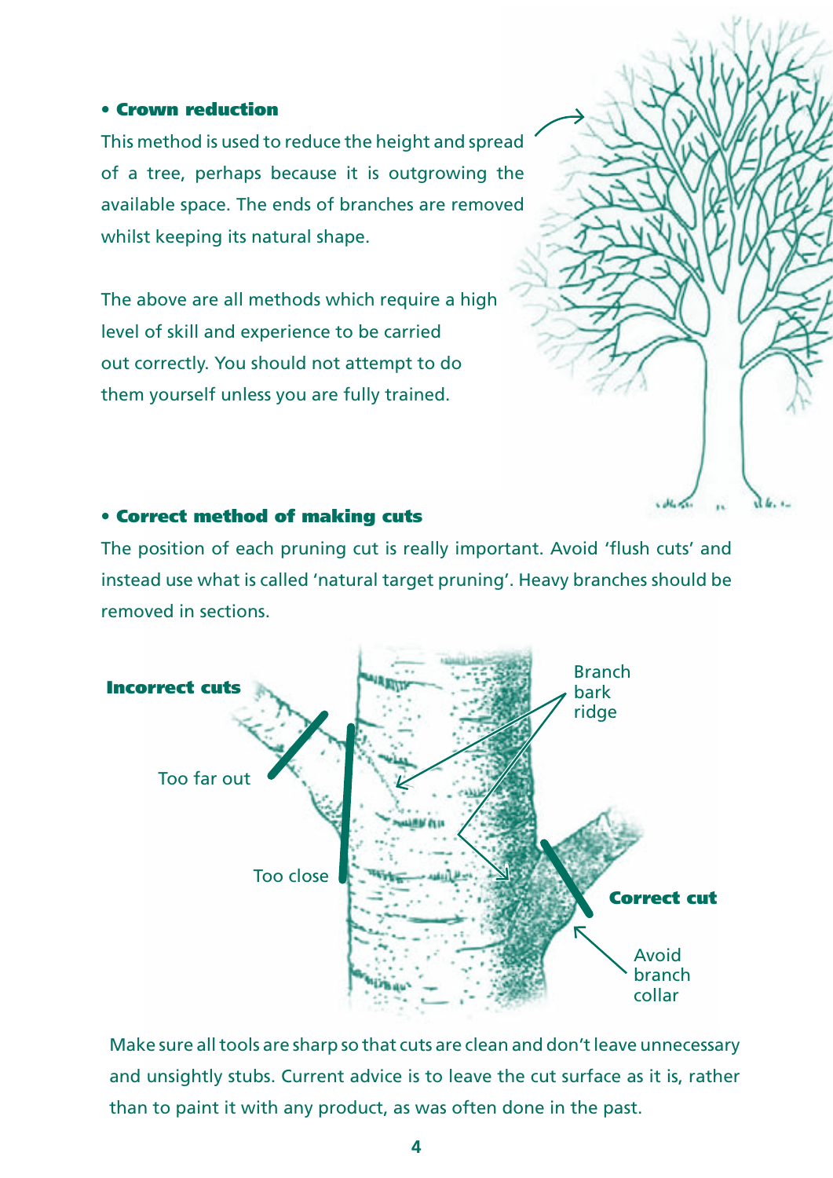- **Crown reduction**

This method is used to reduce the height and spread of a tree, perhaps because it is outgrowing the available space. The ends of branches are removed whilst keeping its natural shape.

The above are all methods which require a high level of skill and experience to be carried out correctly. You should not attempt to do them yourself unless you are fully trained.

- **Correct method of making cuts**

The position of each pruning cut is really important. Avoid 'flush cuts' and instead use what is called 'natural target pruning'. Heavy branches should be removed in sections.

**Incorrect cuts**

Too far out

Too close

Branch bark ridge

**Correct cut**

Avoid branch collar

Make sure all tools are sharp so that cuts are clean and don't leave unnecessary and unsightly stubs. Current advice is to leave the cut surface as it is, rather than to paint it with any product, as was often done in the past.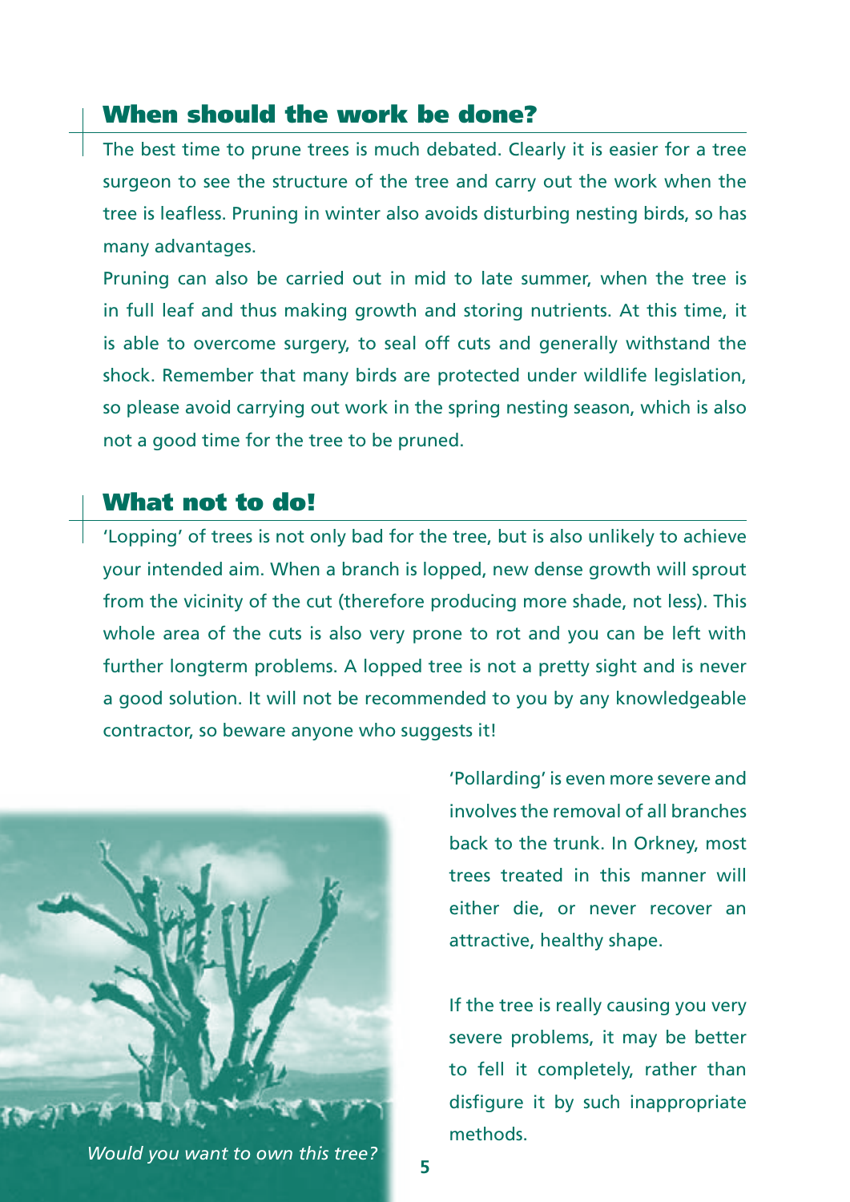## When should the work be done?

The best time to prune trees is much debated. Clearly it is easier for a tree surgeon to see the structure of the tree and carry out the work when the tree is leafless. Pruning in winter also avoids disturbing nesting birds, so has many advantages.

Pruning can also be carried out in mid to late summer, when the tree is in full leaf and thus making growth and storing nutrients. At this time, it is able to overcome surgery, to seal off cuts and generally withstand the shock. Remember that many birds are protected under wildlife legislation, so please avoid carrying out work in the spring nesting season, which is also not a good time for the tree to be pruned.

## What not to do!

'Lopping' of trees is not only bad for the tree, but is also unlikely to achieve your intended aim. When a branch is lopped, new dense growth will sprout from the vicinity of the cut (therefore producing more shade, not less). This whole area of the cuts is also very prone to rot and you can be left with further longterm problems. A lopped tree is not a pretty sight and is never a good solution. It will not be recommended to you by any knowledgeable contractor, so beware anyone who suggests it!

'Pollarding' is even more severe and involves the removal of all branches back to the trunk. In Orkney, most trees treated in this manner will either die, or never recover an attractive, healthy shape.

If the tree is really causing you very severe problems, it may be better to fell it completely, rather than disfigure it by such inappropriate methods.

*Would you want to own this tree?*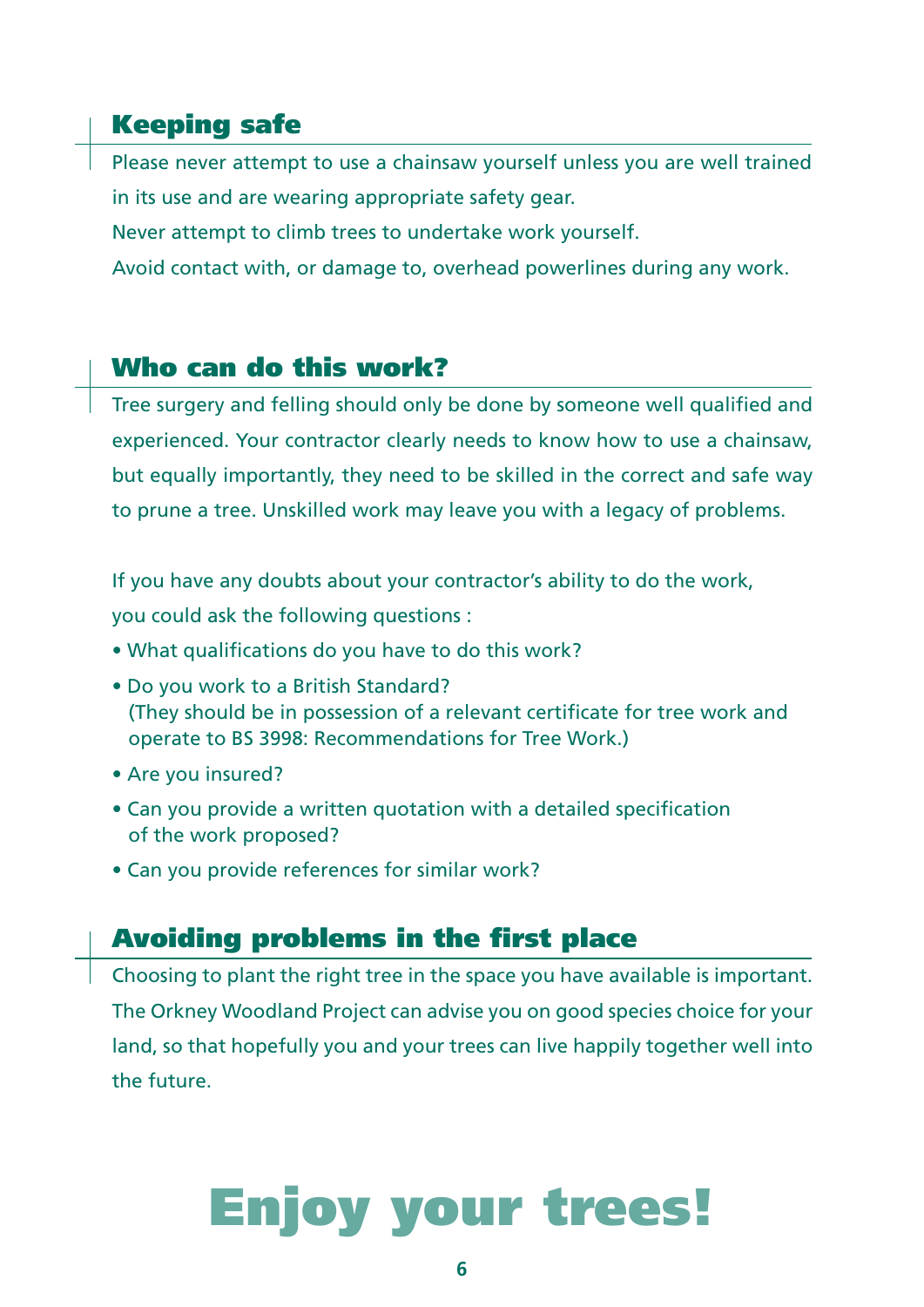## Keeping safe

Please never attempt to use a chainsaw yourself unless you are well trained in its use and are wearing appropriate safety gear.

Never attempt to climb trees to undertake work yourself.

Avoid contact with, or damage to, overhead powerlines during any work.

## Who can do this work?

Tree surgery and felling should only be done by someone well qualified and experienced. Your contractor clearly needs to know how to use a chainsaw, but equally importantly, they need to be skilled in the correct and safe way to prune a tree. Unskilled work may leave you with a legacy of problems.

If you have any doubts about your contractor's ability to do the work, you could ask the following questions :

- What qualifications do you have to do this work?
- Do you work to a British Standard? (They should be in possession of a relevant certificate for tree work and operate to BS 3998: Recommendations for Tree Work.)
- Are you insured?
- Can you provide a written quotation with a detailed specification of the work proposed?
- Can you provide references for similar work?

## Avoiding problems in the first place

Choosing to plant the right tree in the space you have available is important. The Orkney Woodland Project can advise you on good species choice for your land, so that hopefully you and your trees can live happily together well into the future.

# Enjoy your trees!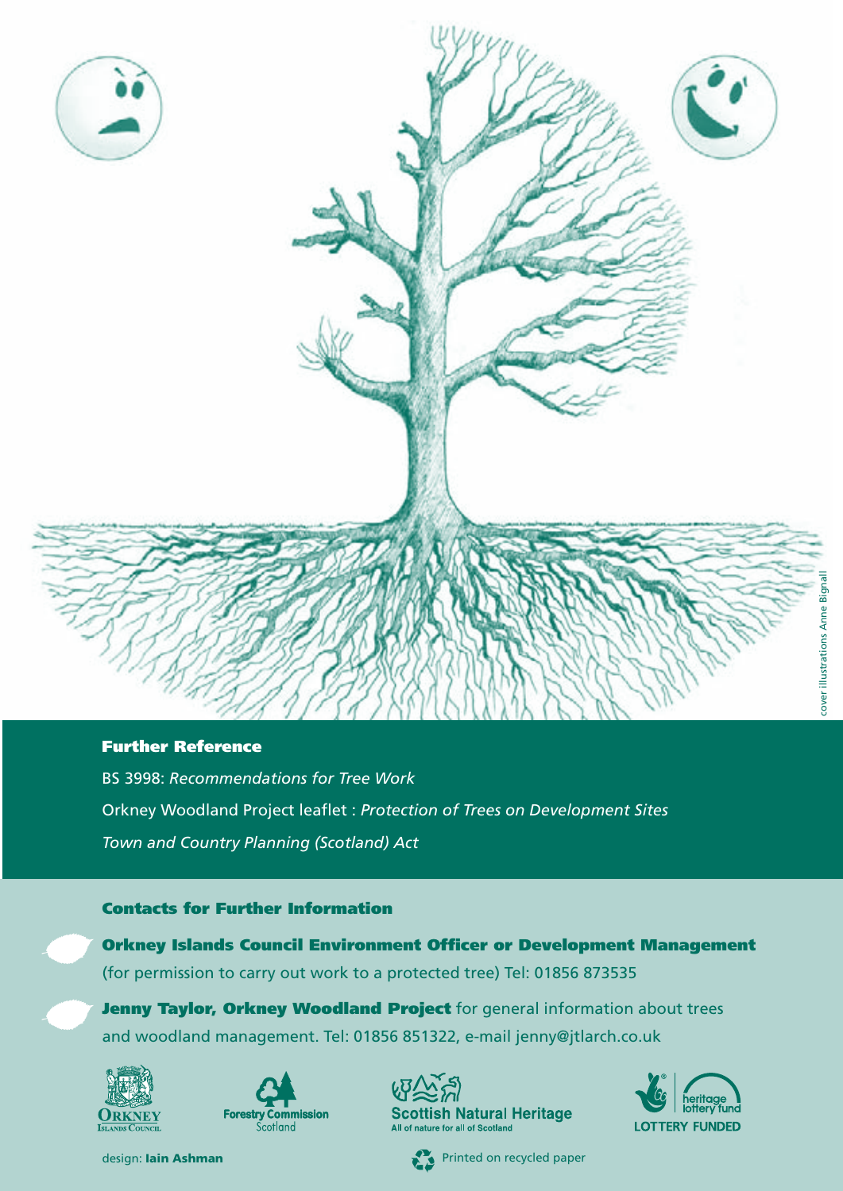cover illustrations Anne Bignall

## Further Reference

BS 3998: *Recommendations for Tree Work*

Orkney Woodland Project leaflet : *Protection of Trees on Development Sites*

*Town and Country Planning (Scotland) Act*

## Contacts for Further Information

**Orkney Islands Council Environment Officer or Development Management**
(for permission to carry out work to a protected tree) Tel: 01856 873535

**Jenny Taylor, Orkney Woodland Project** for general information about trees and woodland management. Tel: 01856 851322, e-mail jenny@jtlarch.co.uk

Orkney Islands Council

Forestry Commission Scotland

Scottish Natural Heritage
All of nature for all of Scotland

heritage lottery fund
LOTTERY FUNDED

design: **Iain Ashman**

Printed on recycled paper